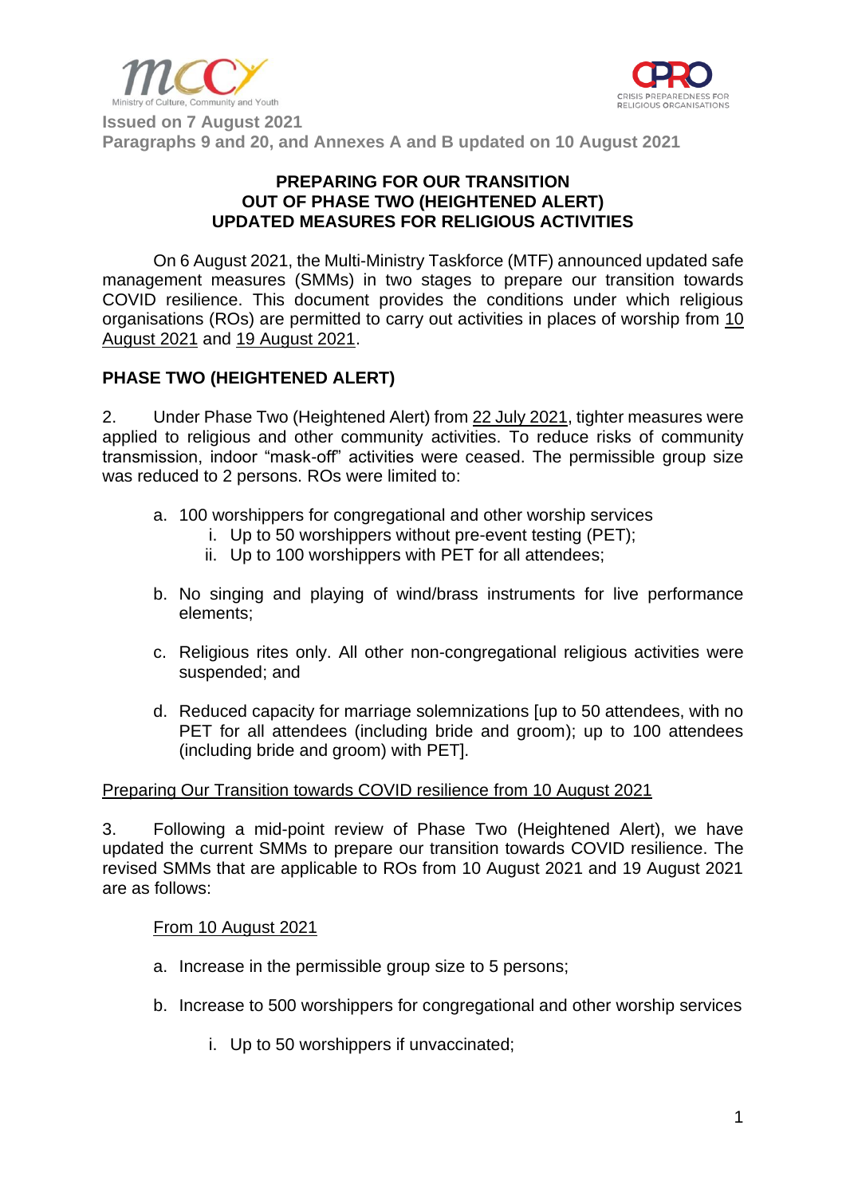Issued on 7 August 2021
Paragraphs 9 and 20, and Annexes A and B updated on 10 August 2021

# PREPARING FOR OUR TRANSITION OUT OF PHASE TWO (HEIGHTENED ALERT) UPDATED MEASURES FOR RELIGIOUS ACTIVITIES

On 6 August 2021, the Multi-Ministry Taskforce (MTF) announced updated safe management measures (SMMs) in two stages to prepare our transition towards COVID resilience. This document provides the conditions under which religious organisations (ROs) are permitted to carry out activities in places of worship from <u>10 August 2021</u> and <u>19 August 2021</u>.

## PHASE TWO (HEIGHTENED ALERT)

2. Under Phase Two (Heightened Alert) from <u>22 July 2021</u>, tighter measures were applied to religious and other community activities. To reduce risks of community transmission, indoor "mask-off" activities were ceased. The permissible group size was reduced to 2 persons. ROs were limited to:

a. 100 worshippers for congregational and other worship services
   i. Up to 50 worshippers without pre-event testing (PET);
   ii. Up to 100 worshippers with PET for all attendees;

b. No singing and playing of wind/brass instruments for live performance elements;

c. Religious rites only. All other non-congregational religious activities were suspended; and

d. Reduced capacity for marriage solemnizations [up to 50 attendees, with no PET for all attendees (including bride and groom); up to 100 attendees (including bride and groom) with PET].

<u>Preparing Our Transition towards COVID resilience from 10 August 2021</u>

3. Following a mid-point review of Phase Two (Heightened Alert), we have updated the current SMMs to prepare our transition towards COVID resilience. The revised SMMs that are applicable to ROs from 10 August 2021 and 19 August 2021 are as follows:

<u>From 10 August 2021</u>

a. Increase in the permissible group size to 5 persons;

b. Increase to 500 worshippers for congregational and other worship services

   i. Up to 50 worshippers if unvaccinated;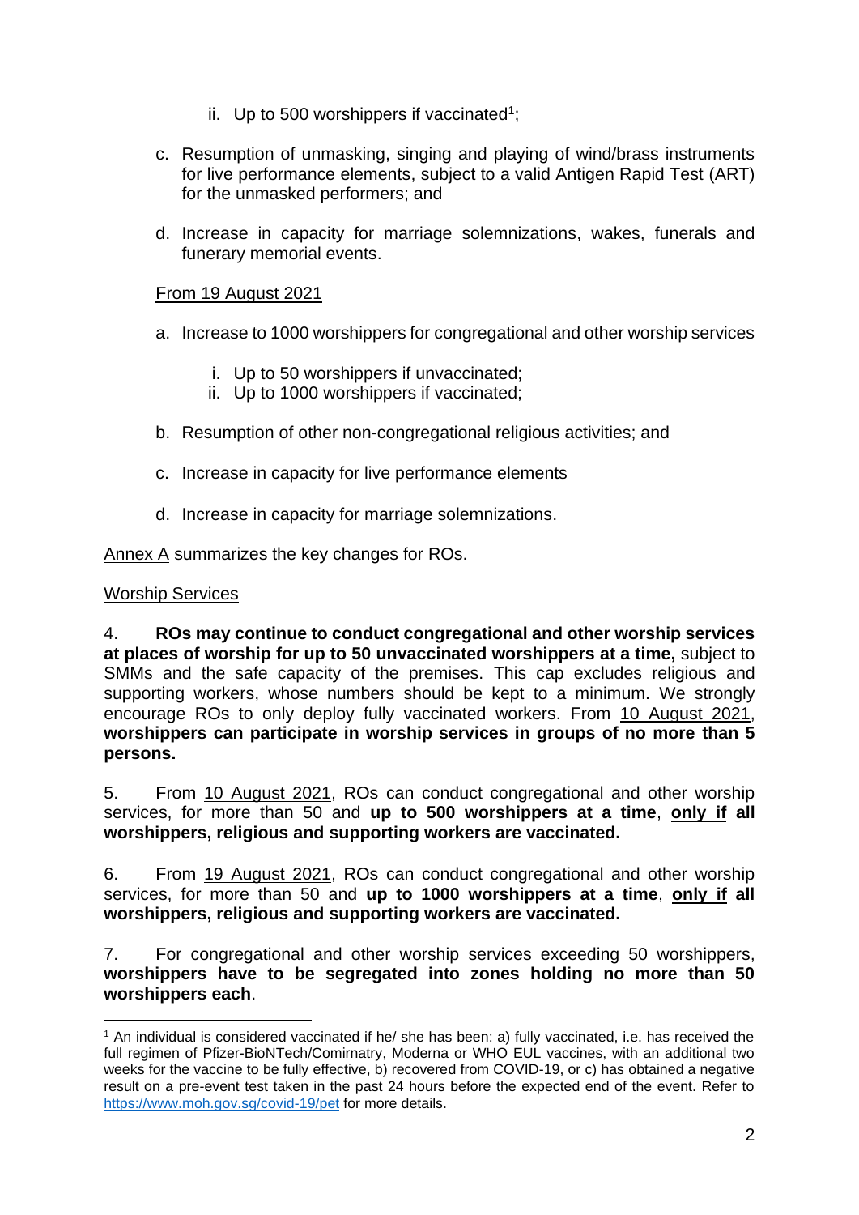ii. Up to 500 worshippers if vaccinated[1];

c. Resumption of unmasking, singing and playing of wind/brass instruments for live performance elements, subject to a valid Antigen Rapid Test (ART) for the unmasked performers; and

d. Increase in capacity for marriage solemnizations, wakes, funerals and funerary memorial events.

<u>From 19 August 2021</u>

a. Increase to 1000 worshippers for congregational and other worship services

   i. Up to 50 worshippers if unvaccinated;
   ii. Up to 1000 worshippers if vaccinated;

b. Resumption of other non-congregational religious activities; and

c. Increase in capacity for live performance elements

d. Increase in capacity for marriage solemnizations.

<u>Annex A</u> summarizes the key changes for ROs.

<u>Worship Services</u>

4. **ROs may continue to conduct congregational and other worship services at places of worship for up to 50 unvaccinated worshippers at a time,** subject to SMMs and the safe capacity of the premises. This cap excludes religious and supporting workers, whose numbers should be kept to a minimum. We strongly encourage ROs to only deploy fully vaccinated workers. From <u>10 August 2021</u>, **worshippers can participate in worship services in groups of no more than 5 persons.**

5. From <u>10 August 2021</u>, ROs can conduct congregational and other worship services, for more than 50 and **up to 500 worshippers at a time**, **<u>only if</u> all worshippers, religious and supporting workers are vaccinated.**

6. From <u>19 August 2021</u>, ROs can conduct congregational and other worship services, for more than 50 and **up to 1000 worshippers at a time**, **<u>only if</u> all worshippers, religious and supporting workers are vaccinated.**

7. For congregational and other worship services exceeding 50 worshippers, **worshippers have to be segregated into zones holding no more than 50 worshippers each**.

---

[1] An individual is considered vaccinated if he/ she has been: a) fully vaccinated, i.e. has received the full regimen of Pfizer-BioNTech/Comirnatry, Moderna or WHO EUL vaccines, with an additional two weeks for the vaccine to be fully effective, b) recovered from COVID-19, or c) has obtained a negative result on a pre-event test taken in the past 24 hours before the expected end of the event. Refer to https://www.moh.gov.sg/covid-19/pet for more details.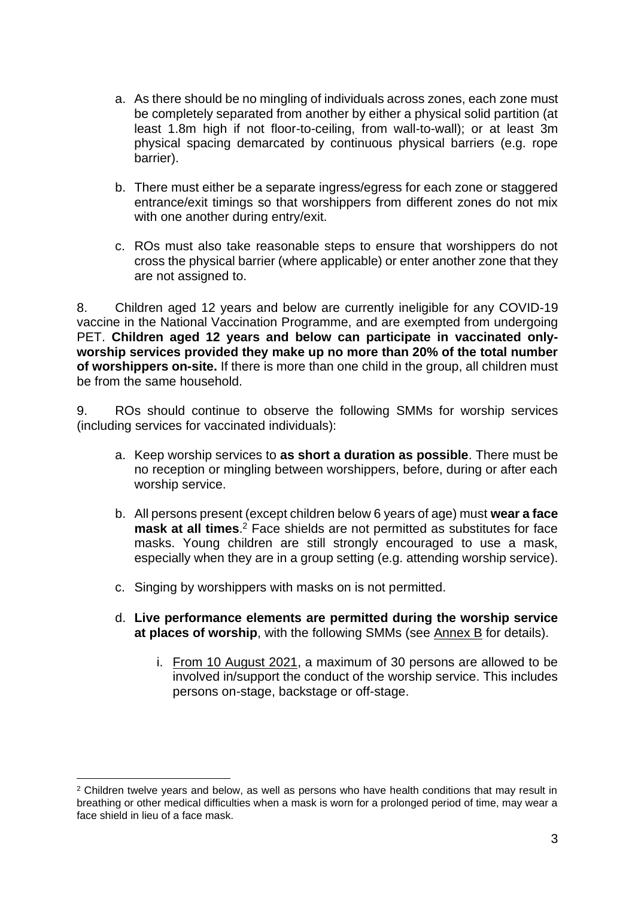a. As there should be no mingling of individuals across zones, each zone must be completely separated from another by either a physical solid partition (at least 1.8m high if not floor-to-ceiling, from wall-to-wall); or at least 3m physical spacing demarcated by continuous physical barriers (e.g. rope barrier).

b. There must either be a separate ingress/egress for each zone or staggered entrance/exit timings so that worshippers from different zones do not mix with one another during entry/exit.

c. ROs must also take reasonable steps to ensure that worshippers do not cross the physical barrier (where applicable) or enter another zone that they are not assigned to.

8. Children aged 12 years and below are currently ineligible for any COVID-19 vaccine in the National Vaccination Programme, and are exempted from undergoing PET. **Children aged 12 years and below can participate in vaccinated only-worship services provided they make up no more than 20% of the total number of worshippers on-site.** If there is more than one child in the group, all children must be from the same household.

9. ROs should continue to observe the following SMMs for worship services (including services for vaccinated individuals):

a. Keep worship services to **as short a duration as possible**. There must be no reception or mingling between worshippers, before, during or after each worship service.

b. All persons present (except children below 6 years of age) must **wear a face mask at all times**.[2] Face shields are not permitted as substitutes for face masks. Young children are still strongly encouraged to use a mask, especially when they are in a group setting (e.g. attending worship service).

c. Singing by worshippers with masks on is not permitted.

d. **Live performance elements are permitted during the worship service at places of worship**, with the following SMMs (see Annex B for details).

i. From 10 August 2021, a maximum of 30 persons are allowed to be involved in/support the conduct of the worship service. This includes persons on-stage, backstage or off-stage.

---

[2] Children twelve years and below, as well as persons who have health conditions that may result in breathing or other medical difficulties when a mask is worn for a prolonged period of time, may wear a face shield in lieu of a face mask.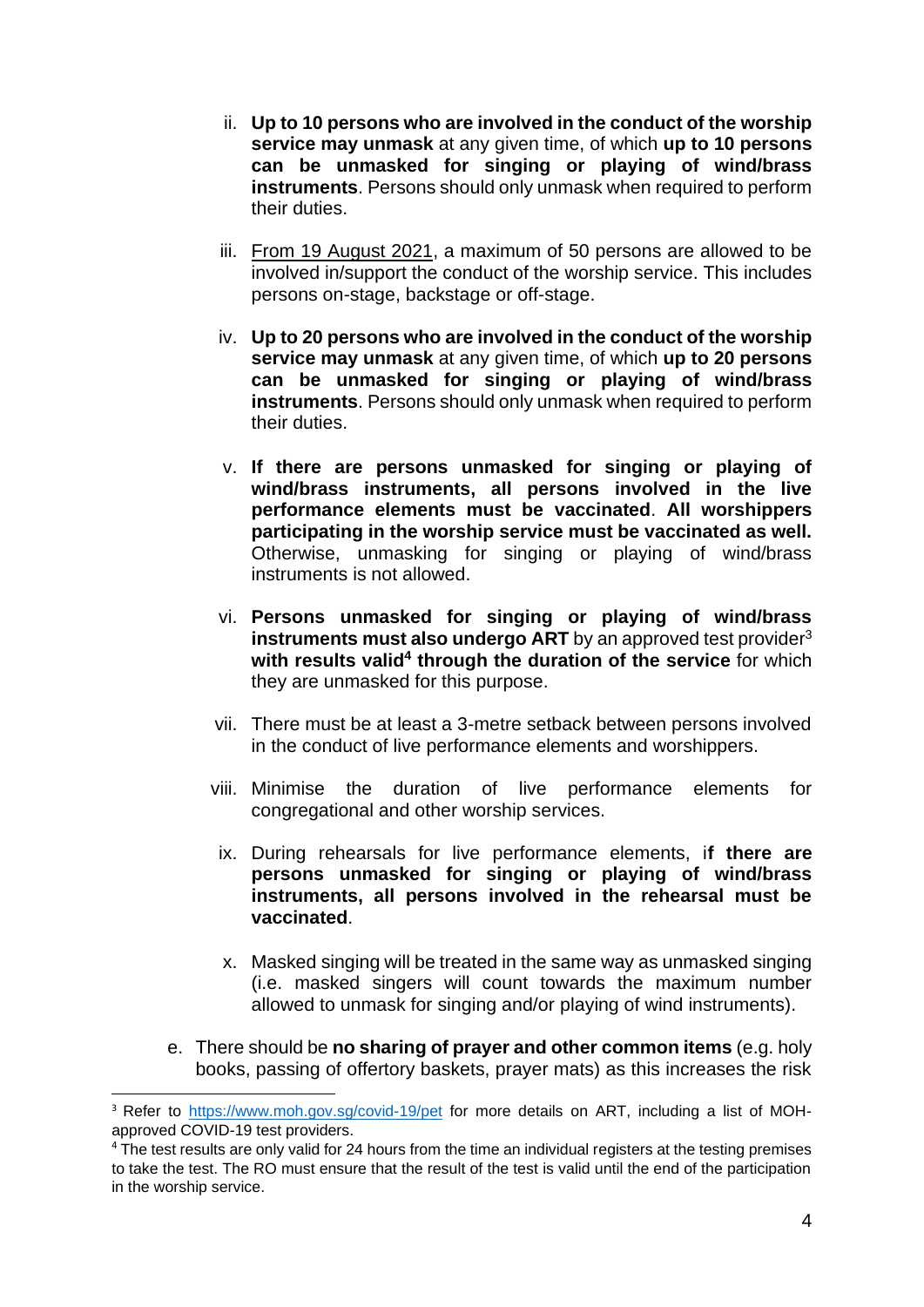ii. **Up to 10 persons who are involved in the conduct of the worship service may unmask** at any given time, of which **up to 10 persons can be unmasked for singing or playing of wind/brass instruments**. Persons should only unmask when required to perform their duties.

iii. From 19 August 2021, a maximum of 50 persons are allowed to be involved in/support the conduct of the worship service. This includes persons on-stage, backstage or off-stage.

iv. **Up to 20 persons who are involved in the conduct of the worship service may unmask** at any given time, of which **up to 20 persons can be unmasked for singing or playing of wind/brass instruments**. Persons should only unmask when required to perform their duties.

v. **If there are persons unmasked for singing or playing of wind/brass instruments, all persons involved in the live performance elements must be vaccinated**. **All worshippers participating in the worship service must be vaccinated as well.** Otherwise, unmasking for singing or playing of wind/brass instruments is not allowed.

vi. **Persons unmasked for singing or playing of wind/brass instruments must also undergo ART** by an approved test provider[3] **with results valid[4] through the duration of the service** for which they are unmasked for this purpose.

vii. There must be at least a 3-metre setback between persons involved in the conduct of live performance elements and worshippers.

viii. Minimise the duration of live performance elements for congregational and other worship services.

ix. During rehearsals for live performance elements, i**f there are persons unmasked for singing or playing of wind/brass instruments, all persons involved in the rehearsal must be vaccinated**.

x. Masked singing will be treated in the same way as unmasked singing (i.e. masked singers will count towards the maximum number allowed to unmask for singing and/or playing of wind instruments).

e. There should be **no sharing of prayer and other common items** (e.g. holy books, passing of offertory baskets, prayer mats) as this increases the risk

---

[3] Refer to https://www.moh.gov.sg/covid-19/pet for more details on ART, including a list of MOH-approved COVID-19 test providers.

[4] The test results are only valid for 24 hours from the time an individual registers at the testing premises to take the test. The RO must ensure that the result of the test is valid until the end of the participation in the worship service.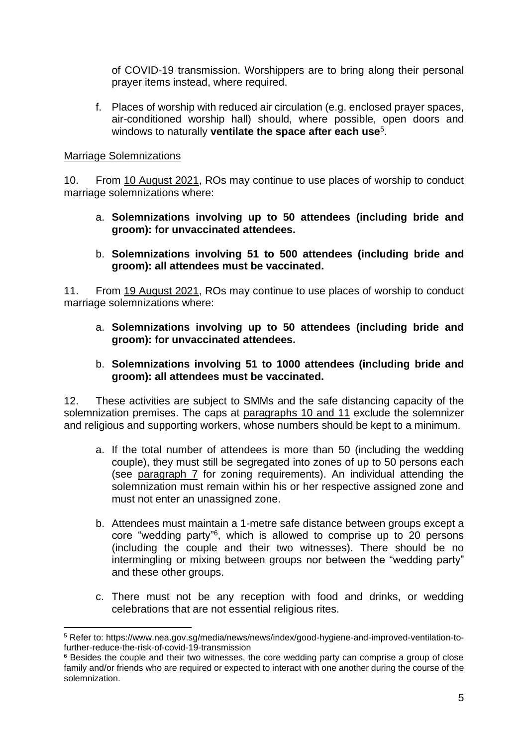of COVID-19 transmission. Worshippers are to bring along their personal prayer items instead, where required.

f. Places of worship with reduced air circulation (e.g. enclosed prayer spaces, air-conditioned worship hall) should, where possible, open doors and windows to naturally **ventilate the space after each use**[5].

Marriage Solemnizations

10. From 10 August 2021, ROs may continue to use places of worship to conduct marriage solemnizations where:

a. **Solemnizations involving up to 50 attendees (including bride and groom): for unvaccinated attendees.**

b. **Solemnizations involving 51 to 500 attendees (including bride and groom): all attendees must be vaccinated.**

11. From 19 August 2021, ROs may continue to use places of worship to conduct marriage solemnizations where:

a. **Solemnizations involving up to 50 attendees (including bride and groom): for unvaccinated attendees.**

b. **Solemnizations involving 51 to 1000 attendees (including bride and groom): all attendees must be vaccinated.**

12. These activities are subject to SMMs and the safe distancing capacity of the solemnization premises. The caps at paragraphs 10 and 11 exclude the solemnizer and religious and supporting workers, whose numbers should be kept to a minimum.

a. If the total number of attendees is more than 50 (including the wedding couple), they must still be segregated into zones of up to 50 persons each (see paragraph 7 for zoning requirements). An individual attending the solemnization must remain within his or her respective assigned zone and must not enter an unassigned zone.

b. Attendees must maintain a 1-metre safe distance between groups except a core "wedding party"[6], which is allowed to comprise up to 20 persons (including the couple and their two witnesses). There should be no intermingling or mixing between groups nor between the "wedding party" and these other groups.

c. There must not be any reception with food and drinks, or wedding celebrations that are not essential religious rites.

---

[5] Refer to: https://www.nea.gov.sg/media/news/news/index/good-hygiene-and-improved-ventilation-to-further-reduce-the-risk-of-covid-19-transmission

[6] Besides the couple and their two witnesses, the core wedding party can comprise a group of close family and/or friends who are required or expected to interact with one another during the course of the solemnization.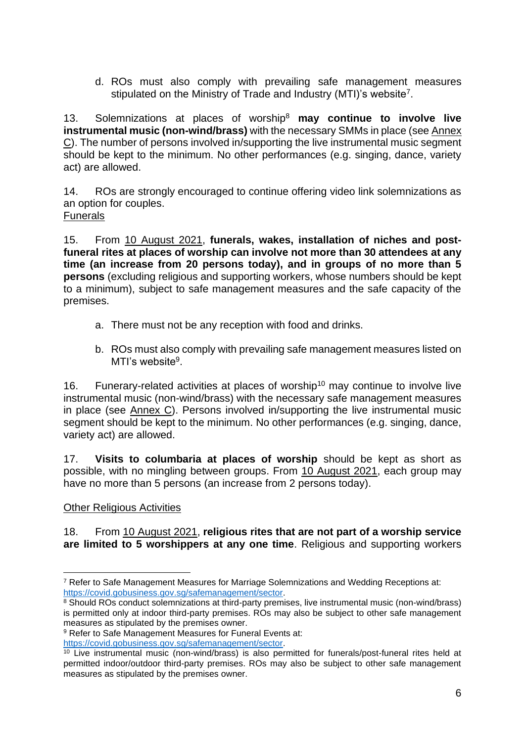d. ROs must also comply with prevailing safe management measures stipulated on the Ministry of Trade and Industry (MTI)'s website[7].

13. Solemnizations at places of worship[8] **may continue to involve live instrumental music (non-wind/brass)** with the necessary SMMs in place (see Annex C). The number of persons involved in/supporting the live instrumental music segment should be kept to the minimum. No other performances (e.g. singing, dance, variety act) are allowed.

14. ROs are strongly encouraged to continue offering video link solemnizations as an option for couples.

Funerals

15. From 10 August 2021, **funerals, wakes, installation of niches and post-funeral rites at places of worship can involve not more than 30 attendees at any time (an increase from 20 persons today), and in groups of no more than 5 persons** (excluding religious and supporting workers, whose numbers should be kept to a minimum), subject to safe management measures and the safe capacity of the premises.

a. There must not be any reception with food and drinks.

b. ROs must also comply with prevailing safe management measures listed on MTI's website[9].

16. Funerary-related activities at places of worship[10] may continue to involve live instrumental music (non-wind/brass) with the necessary safe management measures in place (see Annex C). Persons involved in/supporting the live instrumental music segment should be kept to the minimum. No other performances (e.g. singing, dance, variety act) are allowed.

17. **Visits to columbaria at places of worship** should be kept as short as possible, with no mingling between groups. From 10 August 2021, each group may have no more than 5 persons (an increase from 2 persons today).

Other Religious Activities

18. From 10 August 2021, **religious rites that are not part of a worship service are limited to 5 worshippers at any one time**. Religious and supporting workers

---

[7] Refer to Safe Management Measures for Marriage Solemnizations and Wedding Receptions at: https://covid.gobusiness.gov.sg/safemanagement/sector.

[8] Should ROs conduct solemnizations at third-party premises, live instrumental music (non-wind/brass) is permitted only at indoor third-party premises. ROs may also be subject to other safe management measures as stipulated by the premises owner.

[9] Refer to Safe Management Measures for Funeral Events at: https://covid.gobusiness.gov.sg/safemanagement/sector.

[10] Live instrumental music (non-wind/brass) is also permitted for funerals/post-funeral rites held at permitted indoor/outdoor third-party premises. ROs may also be subject to other safe management measures as stipulated by the premises owner.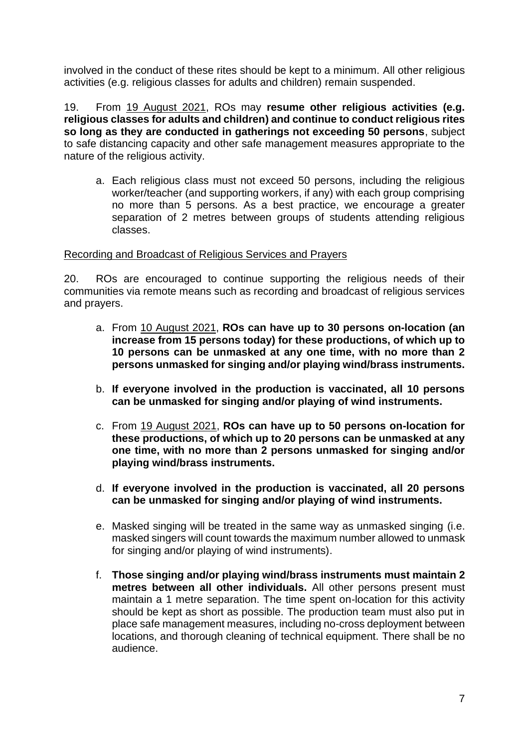involved in the conduct of these rites should be kept to a minimum. All other religious activities (e.g. religious classes for adults and children) remain suspended.

19. From <u>19 August 2021</u>, ROs may **resume other religious activities (e.g. religious classes for adults and children) and continue to conduct religious rites so long as they are conducted in gatherings not exceeding 50 persons**, subject to safe distancing capacity and other safe management measures appropriate to the nature of the religious activity.

   a. Each religious class must not exceed 50 persons, including the religious worker/teacher (and supporting workers, if any) with each group comprising no more than 5 persons. As a best practice, we encourage a greater separation of 2 metres between groups of students attending religious classes.

<u>Recording and Broadcast of Religious Services and Prayers</u>

20. ROs are encouraged to continue supporting the religious needs of their communities via remote means such as recording and broadcast of religious services and prayers.

   a. From <u>10 August 2021</u>, **ROs can have up to 30 persons on-location (an increase from 15 persons today) for these productions, of which up to 10 persons can be unmasked at any one time, with no more than 2 persons unmasked for singing and/or playing wind/brass instruments.**

   b. **If everyone involved in the production is vaccinated, all 10 persons can be unmasked for singing and/or playing of wind instruments.**

   c. From <u>19 August 2021</u>, **ROs can have up to 50 persons on-location for these productions, of which up to 20 persons can be unmasked at any one time, with no more than 2 persons unmasked for singing and/or playing wind/brass instruments.**

   d. **If everyone involved in the production is vaccinated, all 20 persons can be unmasked for singing and/or playing of wind instruments.**

   e. Masked singing will be treated in the same way as unmasked singing (i.e. masked singers will count towards the maximum number allowed to unmask for singing and/or playing of wind instruments).

   f. **Those singing and/or playing wind/brass instruments must maintain 2 metres between all other individuals.** All other persons present must maintain a 1 metre separation. The time spent on-location for this activity should be kept as short as possible. The production team must also put in place safe management measures, including no-cross deployment between locations, and thorough cleaning of technical equipment. There shall be no audience.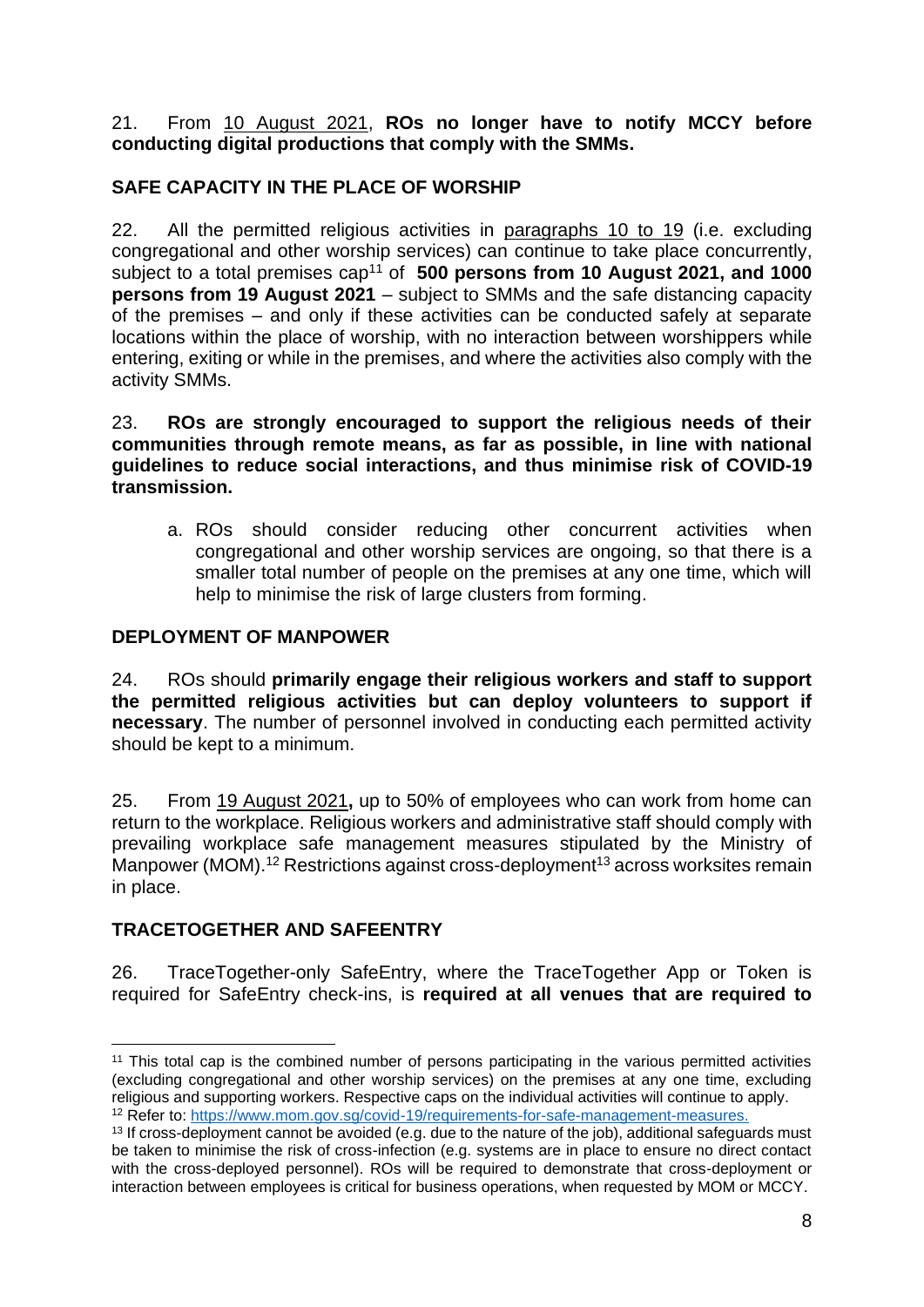21. From 10 August 2021, **ROs no longer have to notify MCCY before conducting digital productions that comply with the SMMs.**

## SAFE CAPACITY IN THE PLACE OF WORSHIP

22. All the permitted religious activities in paragraphs 10 to 19 (i.e. excluding congregational and other worship services) can continue to take place concurrently, subject to a total premises cap[11] of **500 persons from 10 August 2021, and 1000 persons from 19 August 2021** – subject to SMMs and the safe distancing capacity of the premises – and only if these activities can be conducted safely at separate locations within the place of worship, with no interaction between worshippers while entering, exiting or while in the premises, and where the activities also comply with the activity SMMs.

23. **ROs are strongly encouraged to support the religious needs of their communities through remote means, as far as possible, in line with national guidelines to reduce social interactions, and thus minimise risk of COVID-19 transmission.**

a. ROs should consider reducing other concurrent activities when congregational and other worship services are ongoing, so that there is a smaller total number of people on the premises at any one time, which will help to minimise the risk of large clusters from forming.

## DEPLOYMENT OF MANPOWER

24. ROs should **primarily engage their religious workers and staff to support the permitted religious activities but can deploy volunteers to support if necessary**. The number of personnel involved in conducting each permitted activity should be kept to a minimum.

25. From 19 August 2021**,** up to 50% of employees who can work from home can return to the workplace. Religious workers and administrative staff should comply with prevailing workplace safe management measures stipulated by the Ministry of Manpower (MOM).[12] Restrictions against cross-deployment[13] across worksites remain in place.

## TRACETOGETHER AND SAFEENTRY

26. TraceTogether-only SafeEntry, where the TraceTogether App or Token is required for SafeEntry check-ins, is **required at all venues that are required to**

---

[11] This total cap is the combined number of persons participating in the various permitted activities (excluding congregational and other worship services) on the premises at any one time, excluding religious and supporting workers. Respective caps on the individual activities will continue to apply.

[12] Refer to: https://www.mom.gov.sg/covid-19/requirements-for-safe-management-measures.

[13] If cross-deployment cannot be avoided (e.g. due to the nature of the job), additional safeguards must be taken to minimise the risk of cross-infection (e.g. systems are in place to ensure no direct contact with the cross-deployed personnel). ROs will be required to demonstrate that cross-deployment or interaction between employees is critical for business operations, when requested by MOM or MCCY.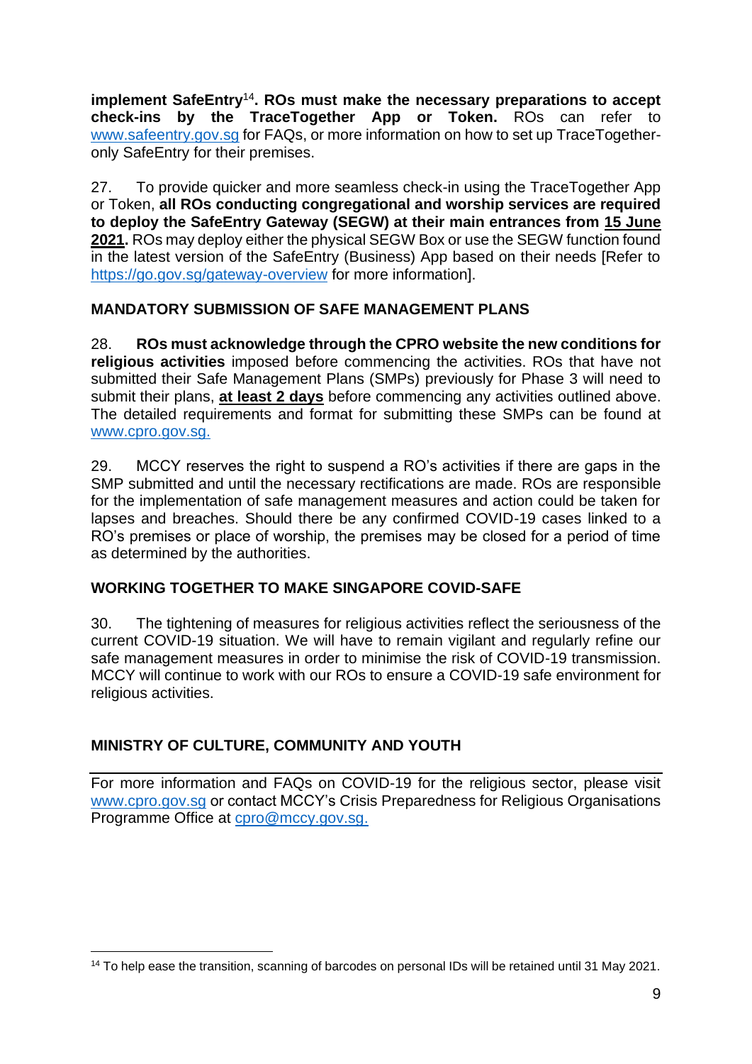**implement SafeEntry**[14]**. ROs must make the necessary preparations to accept check-ins by the TraceTogether App or Token.** ROs can refer to www.safeentry.gov.sg for FAQs, or more information on how to set up TraceTogether-only SafeEntry for their premises.

27. To provide quicker and more seamless check-in using the TraceTogether App or Token, **all ROs conducting congregational and worship services are required to deploy the SafeEntry Gateway (SEGW) at their main entrances from <u>15 June 2021</u>.** ROs may deploy either the physical SEGW Box or use the SEGW function found in the latest version of the SafeEntry (Business) App based on their needs [Refer to https://go.gov.sg/gateway-overview for more information].

## MANDATORY SUBMISSION OF SAFE MANAGEMENT PLANS

28. **ROs must acknowledge through the CPRO website the new conditions for religious activities** imposed before commencing the activities. ROs that have not submitted their Safe Management Plans (SMPs) previously for Phase 3 will need to submit their plans, **<u>at least 2 days</u>** before commencing any activities outlined above. The detailed requirements and format for submitting these SMPs can be found at www.cpro.gov.sg.

29. MCCY reserves the right to suspend a RO's activities if there are gaps in the SMP submitted and until the necessary rectifications are made. ROs are responsible for the implementation of safe management measures and action could be taken for lapses and breaches. Should there be any confirmed COVID-19 cases linked to a RO's premises or place of worship, the premises may be closed for a period of time as determined by the authorities.

## WORKING TOGETHER TO MAKE SINGAPORE COVID-SAFE

30. The tightening of measures for religious activities reflect the seriousness of the current COVID-19 situation. We will have to remain vigilant and regularly refine our safe management measures in order to minimise the risk of COVID-19 transmission. MCCY will continue to work with our ROs to ensure a COVID-19 safe environment for religious activities.

**MINISTRY OF CULTURE, COMMUNITY AND YOUTH**

---

For more information and FAQs on COVID-19 for the religious sector, please visit www.cpro.gov.sg or contact MCCY's Crisis Preparedness for Religious Organisations Programme Office at cpro@mccy.gov.sg.

---

[14] To help ease the transition, scanning of barcodes on personal IDs will be retained until 31 May 2021.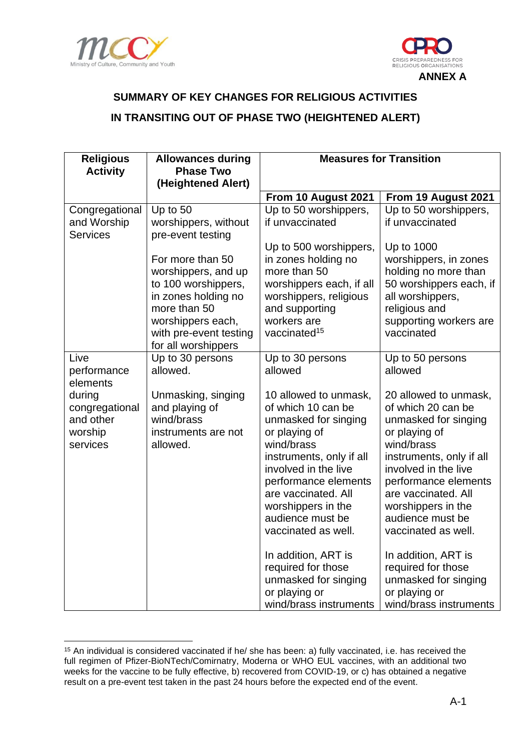**ANNEX A**

## SUMMARY OF KEY CHANGES FOR RELIGIOUS ACTIVITIES IN TRANSITING OUT OF PHASE TWO (HEIGHTENED ALERT)

| Religious Activity | Allowances during Phase Two (Heightened Alert) | Measures for Transition | |
|---|---|---|---|
| | | From 10 August 2021 | From 19 August 2021 |
| Congregational and Worship Services | Up to 50 worshippers, without pre-event testing<br><br>For more than 50 worshippers, and up to 100 worshippers, in zones holding no more than 50 worshippers each, with pre-event testing for all worshippers | Up to 50 worshippers, if unvaccinated<br><br>Up to 500 worshippers, in zones holding no more than 50 worshippers each, if all worshippers, religious and supporting workers are vaccinated[15] | Up to 50 worshippers, if unvaccinated<br><br>Up to 1000 worshippers, in zones holding no more than 50 worshippers each, if all worshippers, religious and supporting workers are vaccinated |
| Live performance elements during congregational and other worship services | Up to 30 persons allowed.<br><br>Unmasking, singing and playing of wind/brass instruments are not allowed. | Up to 30 persons allowed<br><br>10 allowed to unmask, of which 10 can be unmasked for singing or playing of wind/brass instruments, only if all involved in the live performance elements are vaccinated. All worshippers in the audience must be vaccinated as well.<br><br>In addition, ART is required for those unmasked for singing or playing or wind/brass instruments | Up to 50 persons allowed<br><br>20 allowed to unmask, of which 20 can be unmasked for singing or playing of wind/brass instruments, only if all involved in the live performance elements are vaccinated. All worshippers in the audience must be vaccinated as well.<br><br>In addition, ART is required for those unmasked for singing or playing or wind/brass instruments |

[15] An individual is considered vaccinated if he/ she has been: a) fully vaccinated, i.e. has received the full regimen of Pfizer-BioNTech/Comirnaty, Moderna or WHO EUL vaccines, with an additional two weeks for the vaccine to be fully effective, b) recovered from COVID-19, or c) has obtained a negative result on a pre-event test taken in the past 24 hours before the expected end of the event.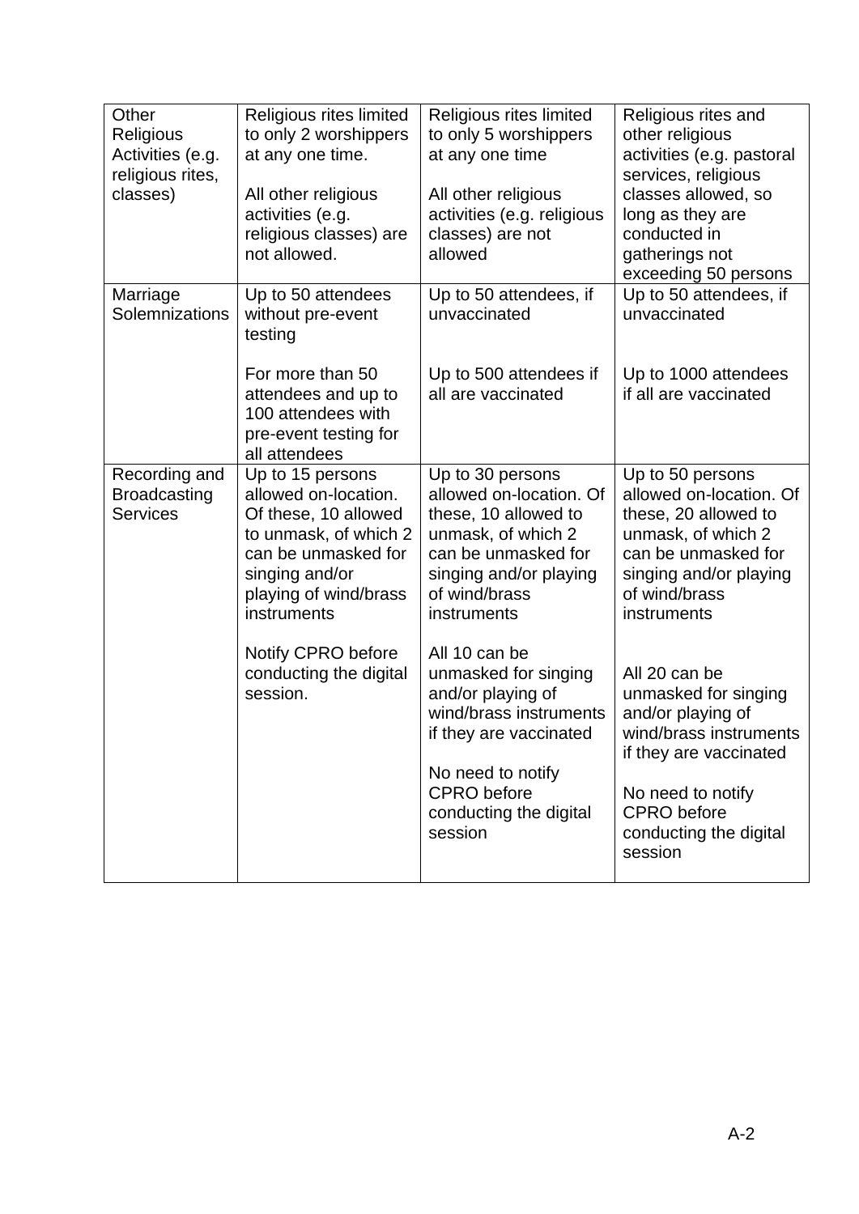| Other Religious Activities (e.g. religious rites, classes) | Religious rites limited to only 2 worshippers at any one time.<br><br>All other religious activities (e.g. religious classes) are not allowed. | Religious rites limited to only 5 worshippers at any one time<br><br>All other religious activities (e.g. religious classes) are not allowed | Religious rites and other religious activities (e.g. pastoral services, religious classes allowed, so long as they are conducted in gatherings not exceeding 50 persons |
|---|---|---|---|
| Marriage Solemnizations | Up to 50 attendees without pre-event testing<br><br>For more than 50 attendees and up to 100 attendees with pre-event testing for all attendees | Up to 50 attendees, if unvaccinated<br><br>Up to 500 attendees if all are vaccinated | Up to 50 attendees, if unvaccinated<br><br>Up to 1000 attendees if all are vaccinated |
| Recording and Broadcasting Services | Up to 15 persons allowed on-location. Of these, 10 allowed to unmask, of which 2 can be unmasked for singing and/or playing of wind/brass instruments<br><br>Notify CPRO before conducting the digital session. | Up to 30 persons allowed on-location. Of these, 10 allowed to unmask, of which 2 can be unmasked for singing and/or playing of wind/brass instruments<br><br>All 10 can be unmasked for singing and/or playing of wind/brass instruments if they are vaccinated<br><br>No need to notify CPRO before conducting the digital session | Up to 50 persons allowed on-location. Of these, 20 allowed to unmask, of which 2 can be unmasked for singing and/or playing of wind/brass instruments<br><br>All 20 can be unmasked for singing and/or playing of wind/brass instruments if they are vaccinated<br><br>No need to notify CPRO before conducting the digital session |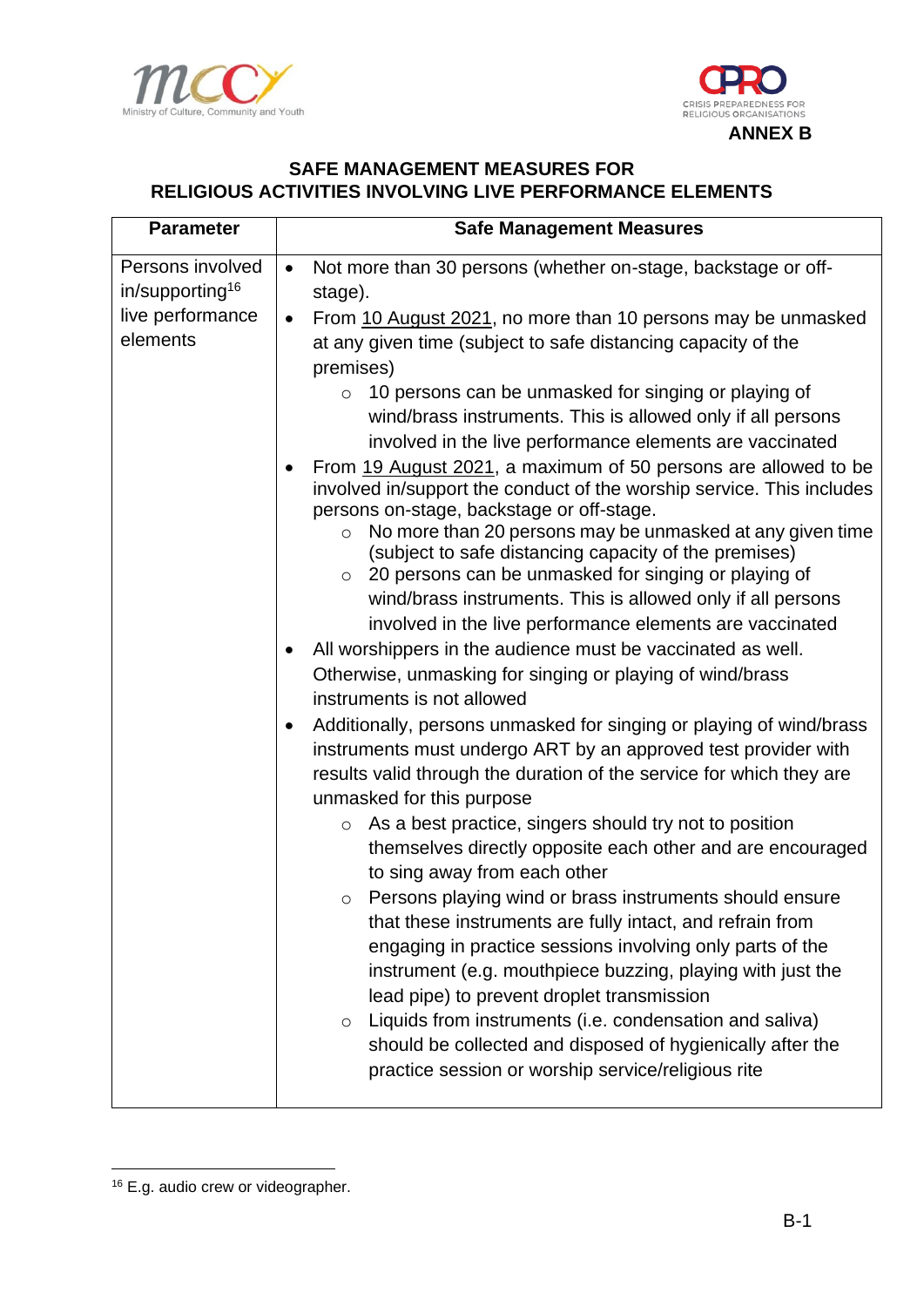**ANNEX B**

## SAFE MANAGEMENT MEASURES FOR RELIGIOUS ACTIVITIES INVOLVING LIVE PERFORMANCE ELEMENTS

| Parameter | Safe Management Measures |
|---|---|
| Persons involved in/supporting[16] live performance elements | • Not more than 30 persons (whether on-stage, backstage or off-stage).<br>• From 10 August 2021, no more than 10 persons may be unmasked at any given time (subject to safe distancing capacity of the premises)<br>&nbsp;&nbsp;&nbsp;&nbsp;○ 10 persons can be unmasked for singing or playing of wind/brass instruments. This is allowed only if all persons involved in the live performance elements are vaccinated<br>• From 19 August 2021, a maximum of 50 persons are allowed to be involved in/support the conduct of the worship service. This includes persons on-stage, backstage or off-stage.<br>&nbsp;&nbsp;&nbsp;&nbsp;○ No more than 20 persons may be unmasked at any given time (subject to safe distancing capacity of the premises)<br>&nbsp;&nbsp;&nbsp;&nbsp;○ 20 persons can be unmasked for singing or playing of wind/brass instruments. This is allowed only if all persons involved in the live performance elements are vaccinated<br>• All worshippers in the audience must be vaccinated as well. Otherwise, unmasking for singing or playing of wind/brass instruments is not allowed<br>• Additionally, persons unmasked for singing or playing of wind/brass instruments must undergo ART by an approved test provider with results valid through the duration of the service for which they are unmasked for this purpose<br>&nbsp;&nbsp;&nbsp;&nbsp;○ As a best practice, singers should try not to position themselves directly opposite each other and are encouraged to sing away from each other<br>&nbsp;&nbsp;&nbsp;&nbsp;○ Persons playing wind or brass instruments should ensure that these instruments are fully intact, and refrain from engaging in practice sessions involving only parts of the instrument (e.g. mouthpiece buzzing, playing with just the lead pipe) to prevent droplet transmission<br>&nbsp;&nbsp;&nbsp;&nbsp;○ Liquids from instruments (i.e. condensation and saliva) should be collected and disposed of hygienically after the practice session or worship service/religious rite |

[16] E.g. audio crew or videographer.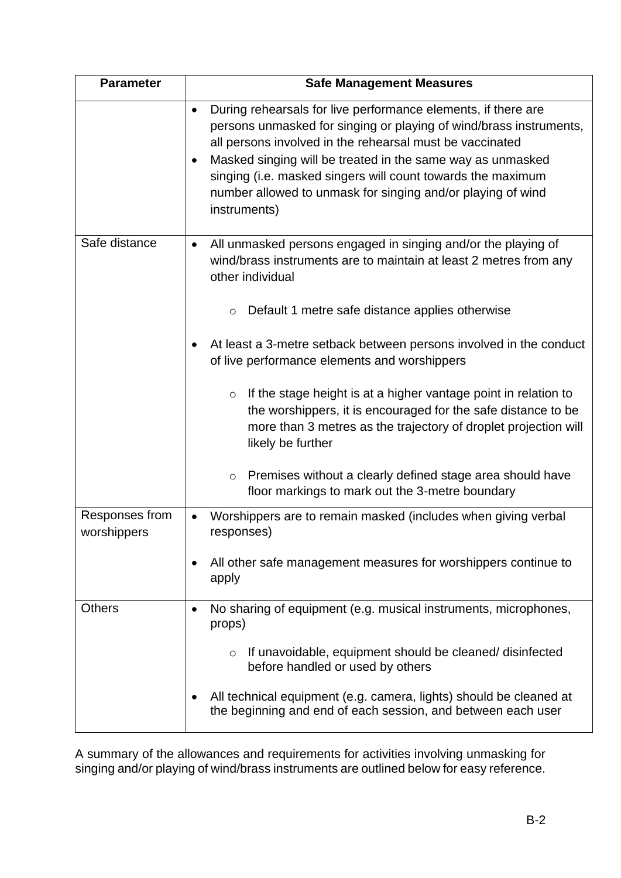| Parameter | Safe Management Measures |
| --- | --- |
| | • During rehearsals for live performance elements, if there are persons unmasked for singing or playing of wind/brass instruments, all persons involved in the rehearsal must be vaccinated<br>• Masked singing will be treated in the same way as unmasked singing (i.e. masked singers will count towards the maximum number allowed to unmask for singing and/or playing of wind instruments) |
| Safe distance | • All unmasked persons engaged in singing and/or the playing of wind/brass instruments are to maintain at least 2 metres from any other individual<br>  ○ Default 1 metre safe distance applies otherwise<br>• At least a 3-metre setback between persons involved in the conduct of live performance elements and worshippers<br>  ○ If the stage height is at a higher vantage point in relation to the worshippers, it is encouraged for the safe distance to be more than 3 metres as the trajectory of droplet projection will likely be further<br>  ○ Premises without a clearly defined stage area should have floor markings to mark out the 3-metre boundary |
| Responses from worshippers | • Worshippers are to remain masked (includes when giving verbal responses)<br>• All other safe management measures for worshippers continue to apply |
| Others | • No sharing of equipment (e.g. musical instruments, microphones, props)<br>  ○ If unavoidable, equipment should be cleaned/ disinfected before handled or used by others<br>• All technical equipment (e.g. camera, lights) should be cleaned at the beginning and end of each session, and between each user |

A summary of the allowances and requirements for activities involving unmasking for singing and/or playing of wind/brass instruments are outlined below for easy reference.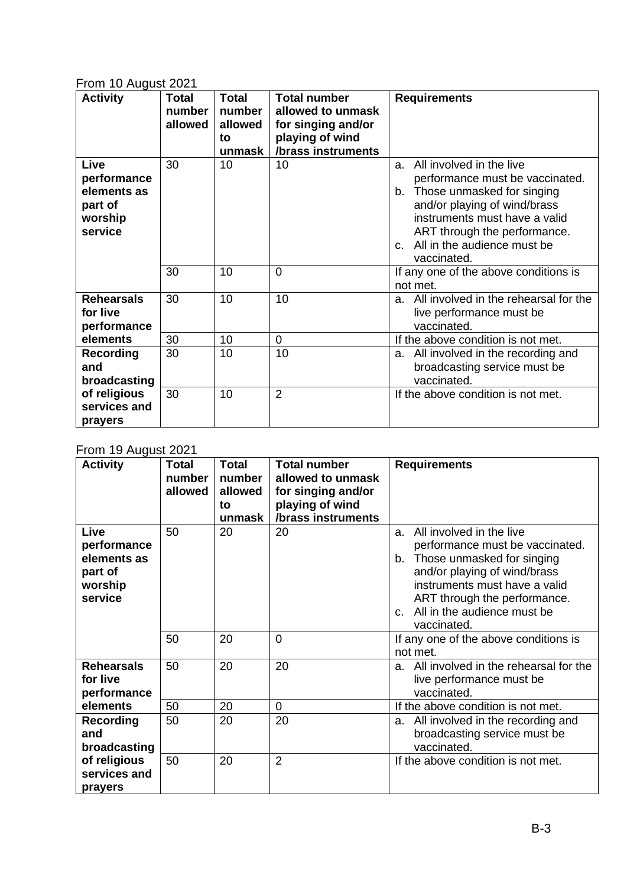From 10 August 2021

| Activity | Total number allowed | Total number allowed to unmask | Total number allowed to unmask for singing and/or playing of wind /brass instruments | Requirements |
|---|---|---|---|---|
| **Live performance elements as part of worship service** | 30 | 10 | 10 | a. All involved in the live performance must be vaccinated.<br>b. Those unmasked for singing and/or playing of wind/brass instruments must have a valid ART through the performance.<br>c. All in the audience must be vaccinated. |
| | 30 | 10 | 0 | If any one of the above conditions is not met. |
| **Rehearsals for live performance elements** | 30 | 10 | 10 | a. All involved in the rehearsal for the live performance must be vaccinated. |
| | 30 | 10 | 0 | If the above condition is not met. |
| **Recording and broadcasting of religious services and prayers** | 30 | 10 | 10 | a. All involved in the recording and broadcasting service must be vaccinated. |
| | 30 | 10 | 2 | If the above condition is not met. |

From 19 August 2021

| Activity | Total number allowed | Total number allowed to unmask | Total number allowed to unmask for singing and/or playing of wind /brass instruments | Requirements |
|---|---|---|---|---|
| **Live performance elements as part of worship service** | 50 | 20 | 20 | a. All involved in the live performance must be vaccinated.<br>b. Those unmasked for singing and/or playing of wind/brass instruments must have a valid ART through the performance.<br>c. All in the audience must be vaccinated. |
| | 50 | 20 | 0 | If any one of the above conditions is not met. |
| **Rehearsals for live performance elements** | 50 | 20 | 20 | a. All involved in the rehearsal for the live performance must be vaccinated. |
| | 50 | 20 | 0 | If the above condition is not met. |
| **Recording and broadcasting of religious services and prayers** | 50 | 20 | 20 | a. All involved in the recording and broadcasting service must be vaccinated. |
| | 50 | 20 | 2 | If the above condition is not met. |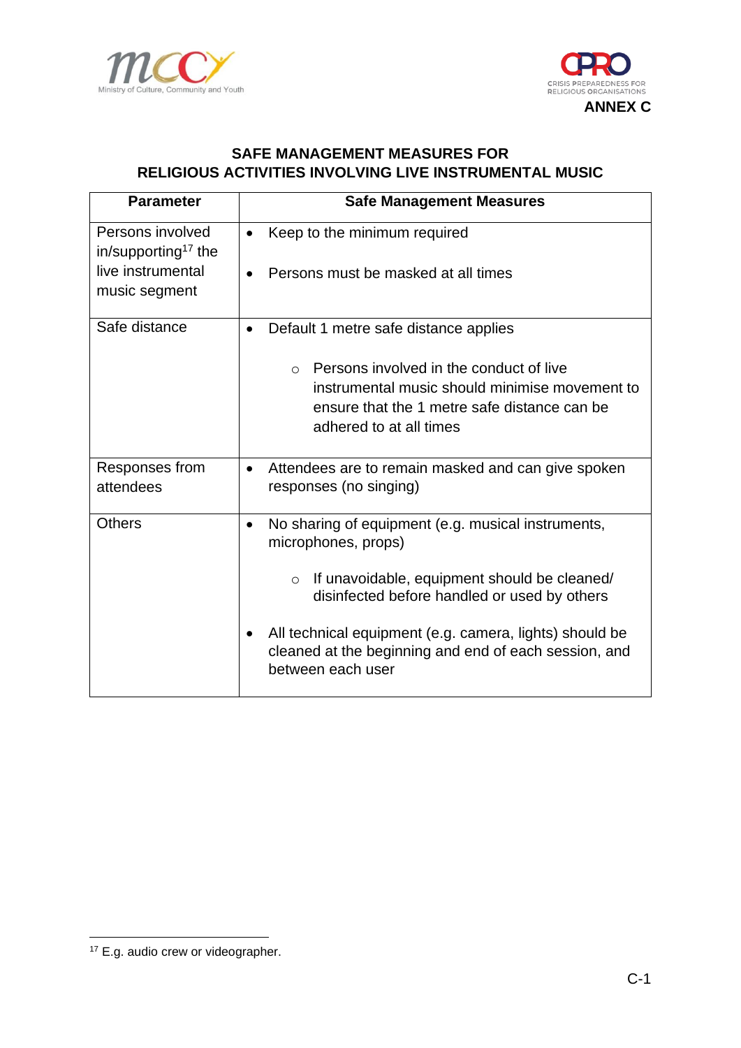ANNEX C

# SAFE MANAGEMENT MEASURES FOR RELIGIOUS ACTIVITIES INVOLVING LIVE INSTRUMENTAL MUSIC

| Parameter | Safe Management Measures |
|---|---|
| Persons involved in/supporting[17] the live instrumental music segment | • Keep to the minimum required<br>• Persons must be masked at all times |
| Safe distance | • Default 1 metre safe distance applies<br>  ○ Persons involved in the conduct of live instrumental music should minimise movement to ensure that the 1 metre safe distance can be adhered to at all times |
| Responses from attendees | • Attendees are to remain masked and can give spoken responses (no singing) |
| Others | • No sharing of equipment (e.g. musical instruments, microphones, props)<br>  ○ If unavoidable, equipment should be cleaned/ disinfected before handled or used by others<br>• All technical equipment (e.g. camera, lights) should be cleaned at the beginning and end of each session, and between each user |

[17] E.g. audio crew or videographer.